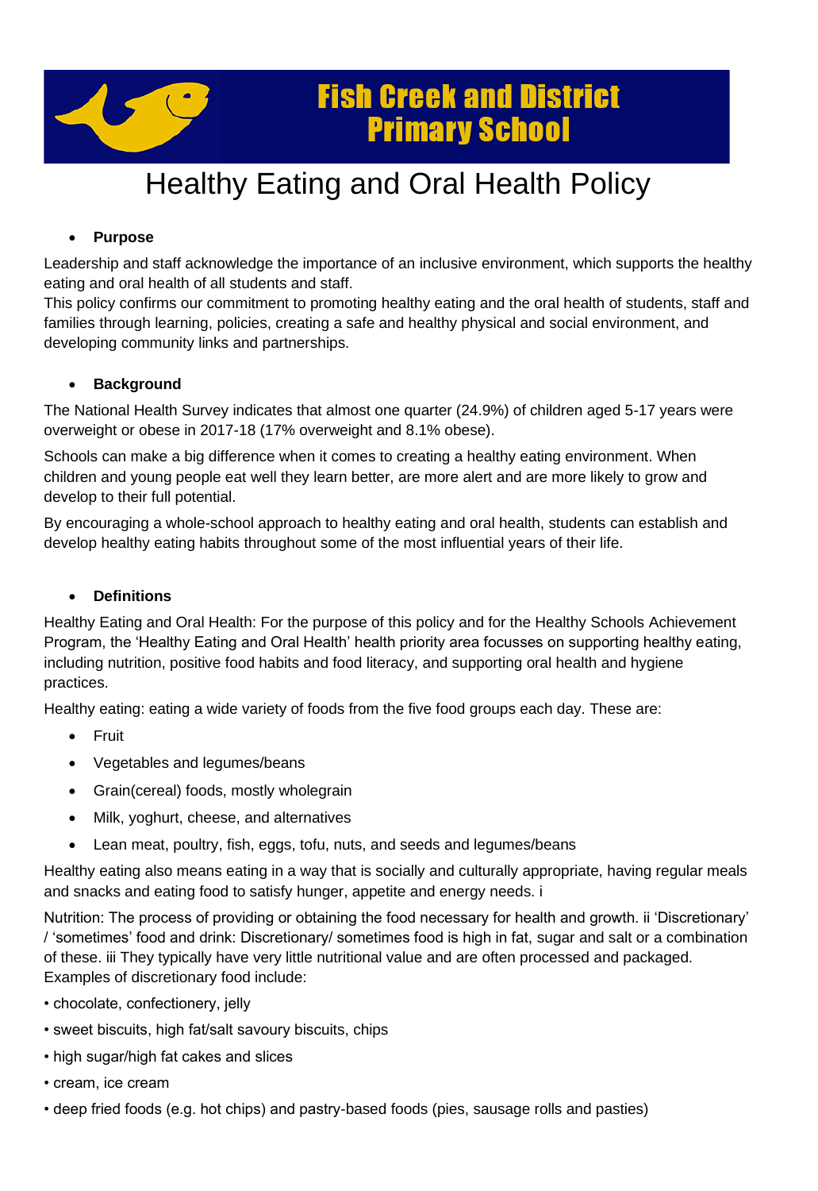# Fish Creek and District Primary School

# Healthy Eating and Oral Health Policy

- **Purpose**

Leadership and staff acknowledge the importance of an inclusive environment, which supports the healthy eating and oral health of all students and staff.

This policy confirms our commitment to promoting healthy eating and the oral health of students, staff and families through learning, policies, creating a safe and healthy physical and social environment, and developing community links and partnerships.

- **Background**

The National Health Survey indicates that almost one quarter (24.9%) of children aged 5-17 years were overweight or obese in 2017-18 (17% overweight and 8.1% obese).

Schools can make a big difference when it comes to creating a healthy eating environment. When children and young people eat well they learn better, are more alert and are more likely to grow and develop to their full potential.

By encouraging a whole-school approach to healthy eating and oral health, students can establish and develop healthy eating habits throughout some of the most influential years of their life.

- **Definitions**

Healthy Eating and Oral Health: For the purpose of this policy and for the Healthy Schools Achievement Program, the 'Healthy Eating and Oral Health' health priority area focusses on supporting healthy eating, including nutrition, positive food habits and food literacy, and supporting oral health and hygiene practices.

Healthy eating: eating a wide variety of foods from the five food groups each day. These are:

- Fruit
- Vegetables and legumes/beans
- Grain(cereal) foods, mostly wholegrain
- Milk, yoghurt, cheese, and alternatives
- Lean meat, poultry, fish, eggs, tofu, nuts, and seeds and legumes/beans

Healthy eating also means eating in a way that is socially and culturally appropriate, having regular meals and snacks and eating food to satisfy hunger, appetite and energy needs. i

Nutrition: The process of providing or obtaining the food necessary for health and growth. ii 'Discretionary' / 'sometimes' food and drink: Discretionary/ sometimes food is high in fat, sugar and salt or a combination of these. iii They typically have very little nutritional value and are often processed and packaged. Examples of discretionary food include:

- chocolate, confectionery, jelly
- sweet biscuits, high fat/salt savoury biscuits, chips
- high sugar/high fat cakes and slices
- cream, ice cream
- deep fried foods (e.g. hot chips) and pastry-based foods (pies, sausage rolls and pasties)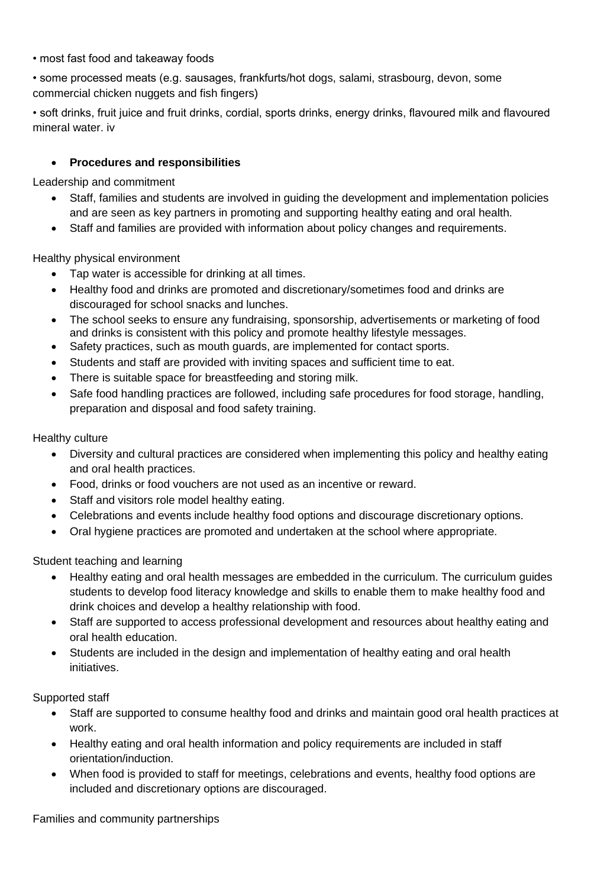• most fast food and takeaway foods

• some processed meats (e.g. sausages, frankfurts/hot dogs, salami, strasbourg, devon, some commercial chicken nuggets and fish fingers)

• soft drinks, fruit juice and fruit drinks, cordial, sports drinks, energy drinks, flavoured milk and flavoured mineral water. iv

- **Procedures and responsibilities**

Leadership and commitment

- Staff, families and students are involved in guiding the development and implementation policies and are seen as key partners in promoting and supporting healthy eating and oral health.
- Staff and families are provided with information about policy changes and requirements.

Healthy physical environment

- Tap water is accessible for drinking at all times.
- Healthy food and drinks are promoted and discretionary/sometimes food and drinks are discouraged for school snacks and lunches.
- The school seeks to ensure any fundraising, sponsorship, advertisements or marketing of food and drinks is consistent with this policy and promote healthy lifestyle messages.
- Safety practices, such as mouth guards, are implemented for contact sports.
- Students and staff are provided with inviting spaces and sufficient time to eat.
- There is suitable space for breastfeeding and storing milk.
- Safe food handling practices are followed, including safe procedures for food storage, handling, preparation and disposal and food safety training.

Healthy culture

- Diversity and cultural practices are considered when implementing this policy and healthy eating and oral health practices.
- Food, drinks or food vouchers are not used as an incentive or reward.
- Staff and visitors role model healthy eating.
- Celebrations and events include healthy food options and discourage discretionary options.
- Oral hygiene practices are promoted and undertaken at the school where appropriate.

Student teaching and learning

- Healthy eating and oral health messages are embedded in the curriculum. The curriculum guides students to develop food literacy knowledge and skills to enable them to make healthy food and drink choices and develop a healthy relationship with food.
- Staff are supported to access professional development and resources about healthy eating and oral health education.
- Students are included in the design and implementation of healthy eating and oral health initiatives.

Supported staff

- Staff are supported to consume healthy food and drinks and maintain good oral health practices at work.
- Healthy eating and oral health information and policy requirements are included in staff orientation/induction.
- When food is provided to staff for meetings, celebrations and events, healthy food options are included and discretionary options are discouraged.

Families and community partnerships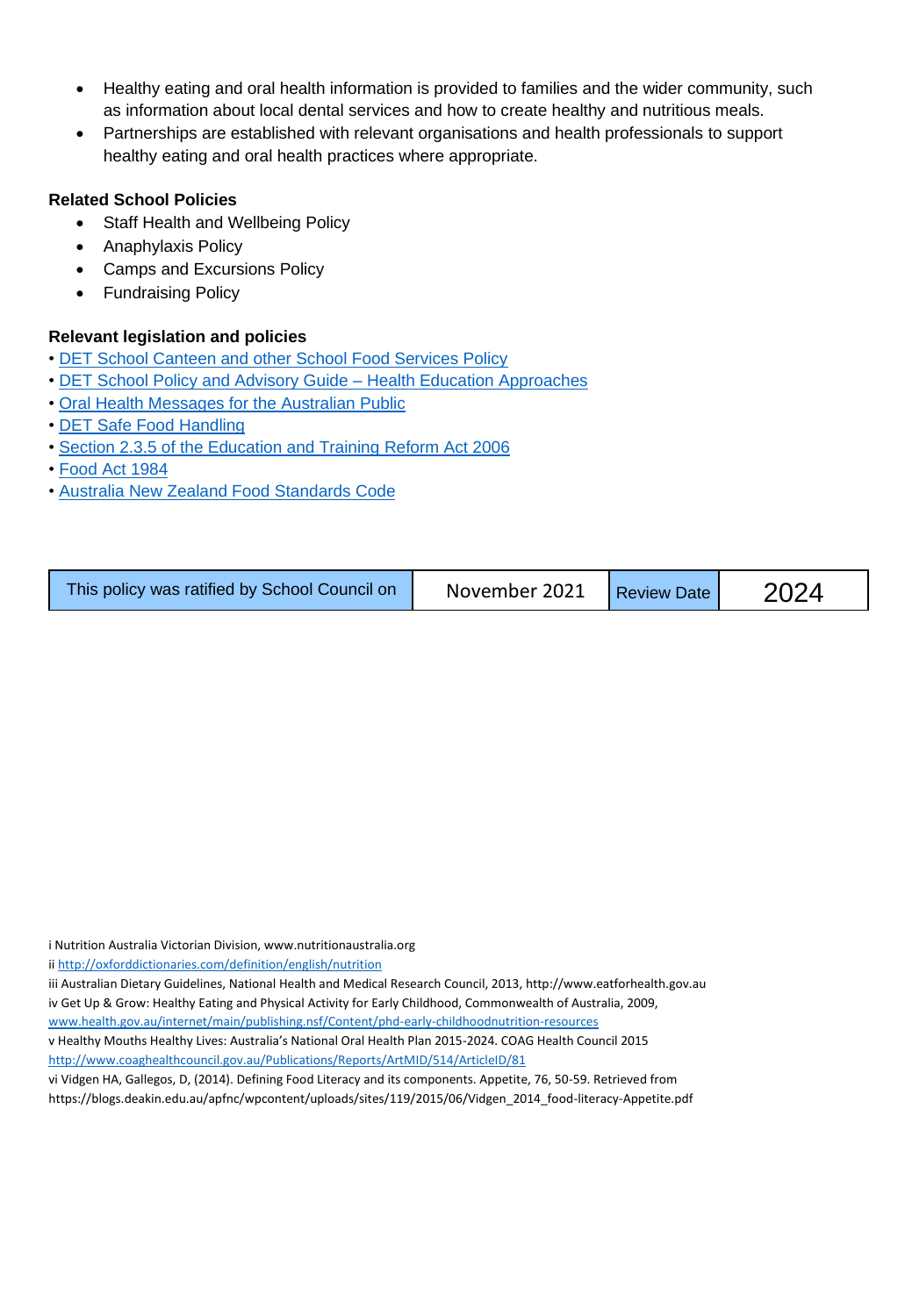- Healthy eating and oral health information is provided to families and the wider community, such as information about local dental services and how to create healthy and nutritious meals.
- Partnerships are established with relevant organisations and health professionals to support healthy eating and oral health practices where appropriate.

**Related School Policies**

- Staff Health and Wellbeing Policy
- Anaphylaxis Policy
- Camps and Excursions Policy
- Fundraising Policy

**Relevant legislation and policies**

- DET School Canteen and other School Food Services Policy
- DET School Policy and Advisory Guide – Health Education Approaches
- Oral Health Messages for the Australian Public
- DET Safe Food Handling
- Section 2.3.5 of the Education and Training Reform Act 2006
- Food Act 1984
- Australia New Zealand Food Standards Code

| | | | |
|---|---|---|---|
| This policy was ratified by School Council on | November 2021 | Review Date | 2024 |

i Nutrition Australia Victorian Division, www.nutritionaustralia.org

ii http://oxforddictionaries.com/definition/english/nutrition

iii Australian Dietary Guidelines, National Health and Medical Research Council, 2013, http://www.eatforhealth.gov.au

iv Get Up & Grow: Healthy Eating and Physical Activity for Early Childhood, Commonwealth of Australia, 2009, www.health.gov.au/internet/main/publishing.nsf/Content/phd-early-childhoodnutrition-resources

v Healthy Mouths Healthy Lives: Australia's National Oral Health Plan 2015-2024. COAG Health Council 2015 http://www.coaghealthcouncil.gov.au/Publications/Reports/ArtMID/514/ArticleID/81

vi Vidgen HA, Gallegos, D, (2014). Defining Food Literacy and its components. Appetite, 76, 50-59. Retrieved from https://blogs.deakin.edu.au/apfnc/wpcontent/uploads/sites/119/2015/06/Vidgen_2014_food-literacy-Appetite.pdf